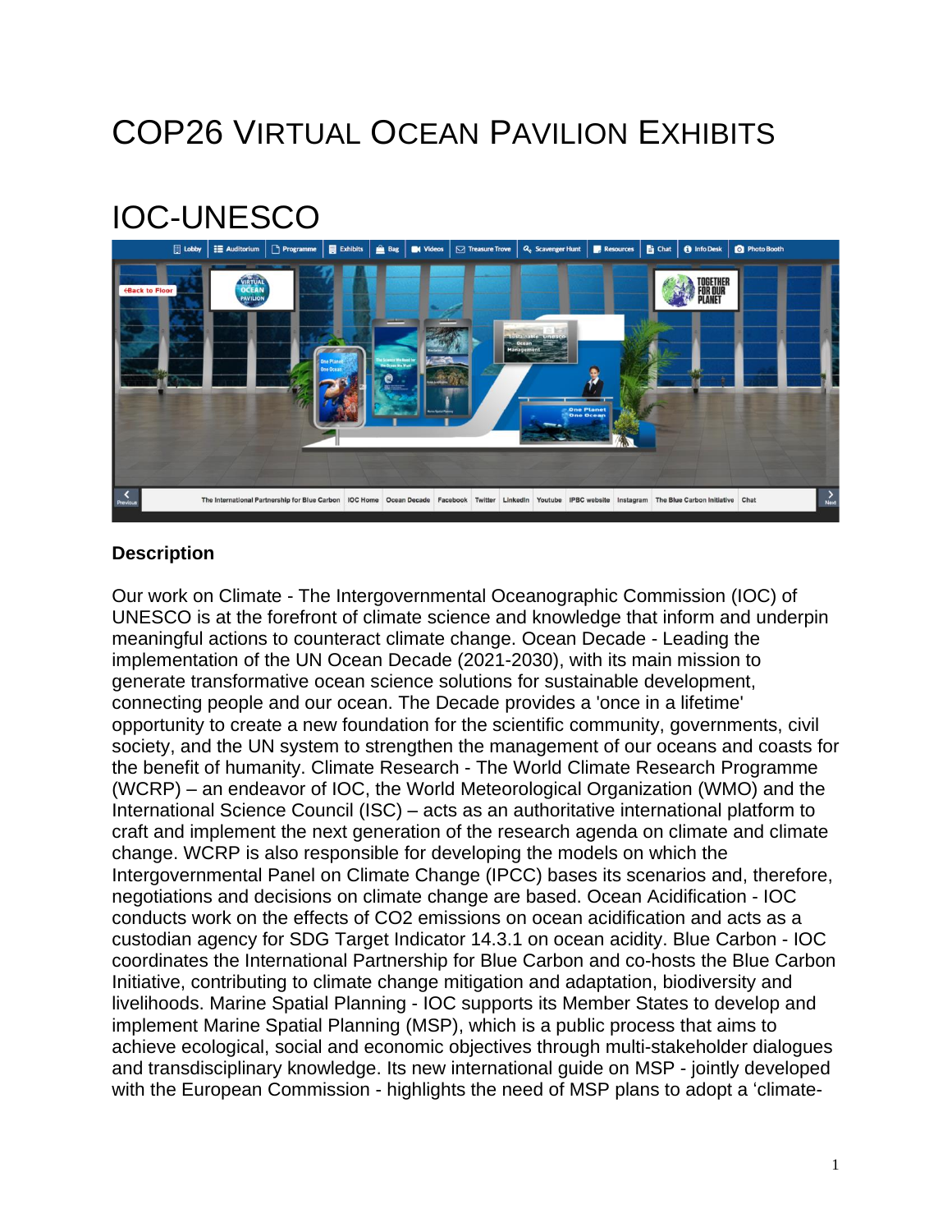# COP26 Virtual Ocean Pavilion Exhibits

## IOC-UNESCO

### Description

Our work on Climate - The Intergovernmental Oceanographic Commission (IOC) of UNESCO is at the forefront of climate science and knowledge that inform and underpin meaningful actions to counteract climate change. Ocean Decade - Leading the implementation of the UN Ocean Decade (2021-2030), with its main mission to generate transformative ocean science solutions for sustainable development, connecting people and our ocean. The Decade provides a 'once in a lifetime' opportunity to create a new foundation for the scientific community, governments, civil society, and the UN system to strengthen the management of our oceans and coasts for the benefit of humanity. Climate Research - The World Climate Research Programme (WCRP) – an endeavor of IOC, the World Meteorological Organization (WMO) and the International Science Council (ISC) – acts as an authoritative international platform to craft and implement the next generation of the research agenda on climate and climate change. WCRP is also responsible for developing the models on which the Intergovernmental Panel on Climate Change (IPCC) bases its scenarios and, therefore, negotiations and decisions on climate change are based. Ocean Acidification - IOC conducts work on the effects of CO2 emissions on ocean acidification and acts as a custodian agency for SDG Target Indicator 14.3.1 on ocean acidity. Blue Carbon - IOC coordinates the International Partnership for Blue Carbon and co-hosts the Blue Carbon Initiative, contributing to climate change mitigation and adaptation, biodiversity and livelihoods. Marine Spatial Planning - IOC supports its Member States to develop and implement Marine Spatial Planning (MSP), which is a public process that aims to achieve ecological, social and economic objectives through multi-stakeholder dialogues and transdisciplinary knowledge. Its new international guide on MSP - jointly developed with the European Commission - highlights the need of MSP plans to adopt a ‘climate-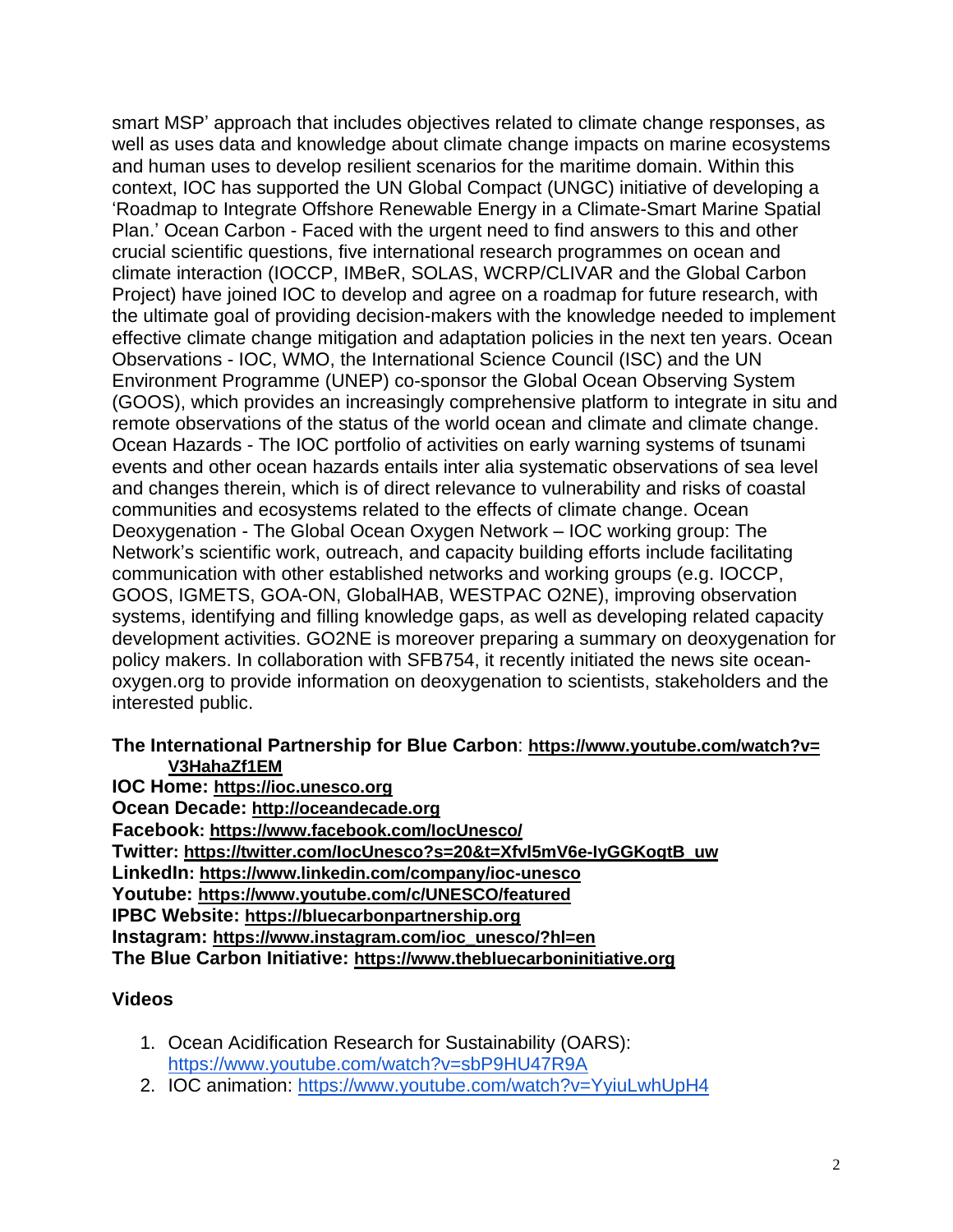smart MSP' approach that includes objectives related to climate change responses, as well as uses data and knowledge about climate change impacts on marine ecosystems and human uses to develop resilient scenarios for the maritime domain. Within this context, IOC has supported the UN Global Compact (UNGC) initiative of developing a 'Roadmap to Integrate Offshore Renewable Energy in a Climate-Smart Marine Spatial Plan.' Ocean Carbon - Faced with the urgent need to find answers to this and other crucial scientific questions, five international research programmes on ocean and climate interaction (IOCCP, IMBeR, SOLAS, WCRP/CLIVAR and the Global Carbon Project) have joined IOC to develop and agree on a roadmap for future research, with the ultimate goal of providing decision-makers with the knowledge needed to implement effective climate change mitigation and adaptation policies in the next ten years. Ocean Observations - IOC, WMO, the International Science Council (ISC) and the UN Environment Programme (UNEP) co-sponsor the Global Ocean Observing System (GOOS), which provides an increasingly comprehensive platform to integrate in situ and remote observations of the status of the world ocean and climate and climate change. Ocean Hazards - The IOC portfolio of activities on early warning systems of tsunami events and other ocean hazards entails inter alia systematic observations of sea level and changes therein, which is of direct relevance to vulnerability and risks of coastal communities and ecosystems related to the effects of climate change. Ocean Deoxygenation - The Global Ocean Oxygen Network – IOC working group: The Network's scientific work, outreach, and capacity building efforts include facilitating communication with other established networks and working groups (e.g. IOCCP, GOOS, IGMETS, GOA-ON, GlobalHAB, WESTPAC O2NE), improving observation systems, identifying and filling knowledge gaps, as well as developing related capacity development activities. GO2NE is moreover preparing a summary on deoxygenation for policy makers. In collaboration with SFB754, it recently initiated the news site ocean-oxygen.org to provide information on deoxygenation to scientists, stakeholders and the interested public.

**The International Partnership for Blue Carbon**: **https://www.youtube.com/watch?v=V3HahaZf1EM**
**IOC Home: https://ioc.unesco.org**
**Ocean Decade: http://oceandecade.org**
**Facebook: https://www.facebook.com/IocUnesco/**
**Twitter: https://twitter.com/IocUnesco?s=20&t=Xfvl5mV6e-IyGGKogtB_uw**
**LinkedIn: https://www.linkedin.com/company/ioc-unesco**
**Youtube: https://www.youtube.com/c/UNESCO/featured**
**IPBC Website: https://bluecarbonpartnership.org**
**Instagram: https://www.instagram.com/ioc_unesco/?hl=en**
**The Blue Carbon Initiative: https://www.thebluecarboninitiative.org**

**Videos**

1. Ocean Acidification Research for Sustainability (OARS): https://www.youtube.com/watch?v=sbP9HU47R9A
2. IOC animation: https://www.youtube.com/watch?v=YyiuLwhUpH4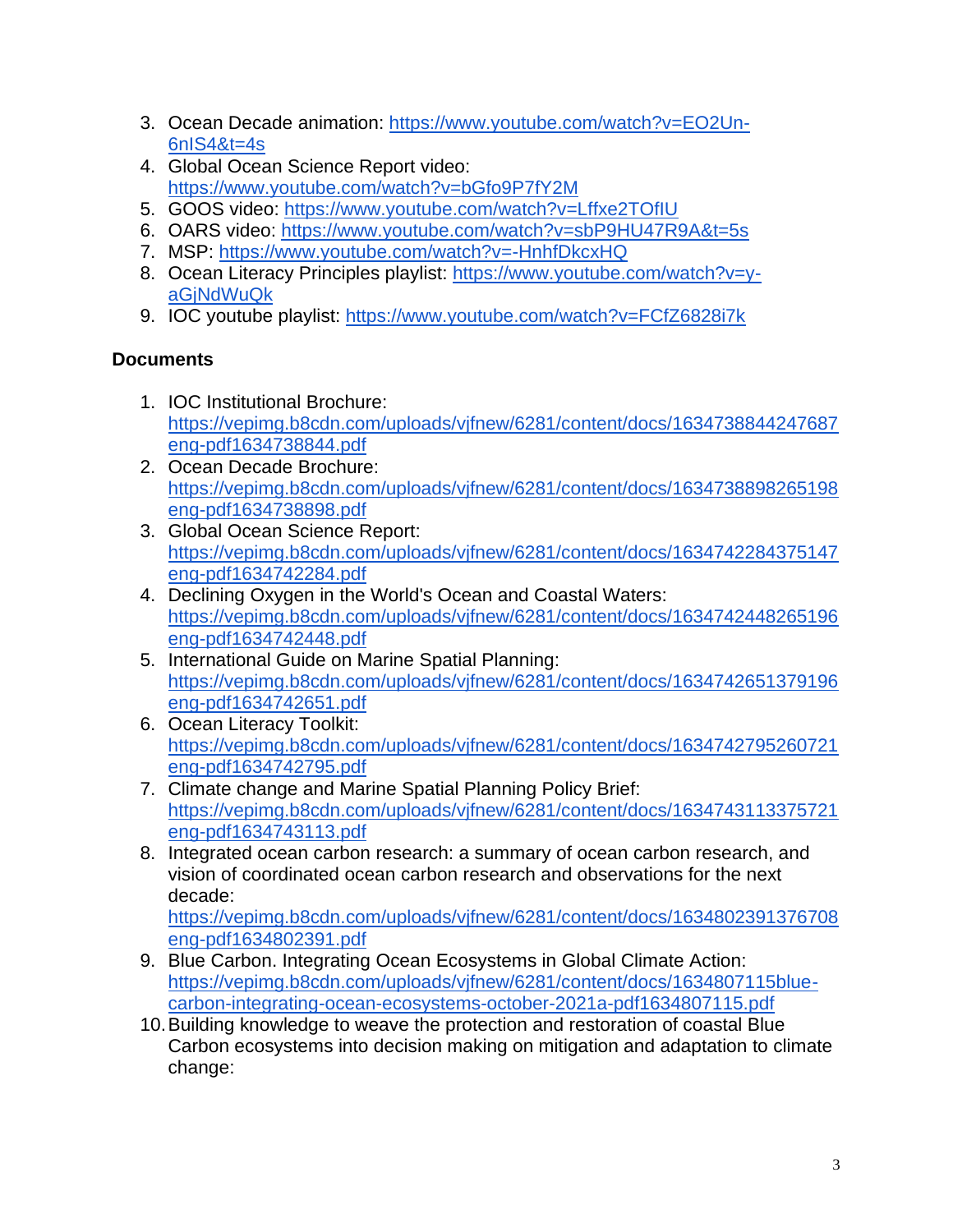3. Ocean Decade animation: https://www.youtube.com/watch?v=EO2Un-6nIS4&t=4s
4. Global Ocean Science Report video: https://www.youtube.com/watch?v=bGfo9P7fY2M
5. GOOS video: https://www.youtube.com/watch?v=Lffxe2TOfIU
6. OARS video: https://www.youtube.com/watch?v=sbP9HU47R9A&t=5s
7. MSP: https://www.youtube.com/watch?v=-HnhfDkcxHQ
8. Ocean Literacy Principles playlist: https://www.youtube.com/watch?v=y-aGjNdWuQk
9. IOC youtube playlist: https://www.youtube.com/watch?v=FCfZ6828i7k

**Documents**

1. IOC Institutional Brochure: https://vepimg.b8cdn.com/uploads/vjfnew/6281/content/docs/1634738844247687eng-pdf1634738844.pdf
2. Ocean Decade Brochure: https://vepimg.b8cdn.com/uploads/vjfnew/6281/content/docs/1634738898265198eng-pdf1634738898.pdf
3. Global Ocean Science Report: https://vepimg.b8cdn.com/uploads/vjfnew/6281/content/docs/1634742284375147eng-pdf1634742284.pdf
4. Declining Oxygen in the World's Ocean and Coastal Waters: https://vepimg.b8cdn.com/uploads/vjfnew/6281/content/docs/1634742448265196eng-pdf1634742448.pdf
5. International Guide on Marine Spatial Planning: https://vepimg.b8cdn.com/uploads/vjfnew/6281/content/docs/1634742651379196eng-pdf1634742651.pdf
6. Ocean Literacy Toolkit: https://vepimg.b8cdn.com/uploads/vjfnew/6281/content/docs/1634742795260721eng-pdf1634742795.pdf
7. Climate change and Marine Spatial Planning Policy Brief: https://vepimg.b8cdn.com/uploads/vjfnew/6281/content/docs/1634743113375721eng-pdf1634743113.pdf
8. Integrated ocean carbon research: a summary of ocean carbon research, and vision of coordinated ocean carbon research and observations for the next decade: https://vepimg.b8cdn.com/uploads/vjfnew/6281/content/docs/1634802391376708eng-pdf1634802391.pdf
9. Blue Carbon. Integrating Ocean Ecosystems in Global Climate Action: https://vepimg.b8cdn.com/uploads/vjfnew/6281/content/docs/1634807115blue-carbon-integrating-ocean-ecosystems-october-2021a-pdf1634807115.pdf
10. Building knowledge to weave the protection and restoration of coastal Blue Carbon ecosystems into decision making on mitigation and adaptation to climate change: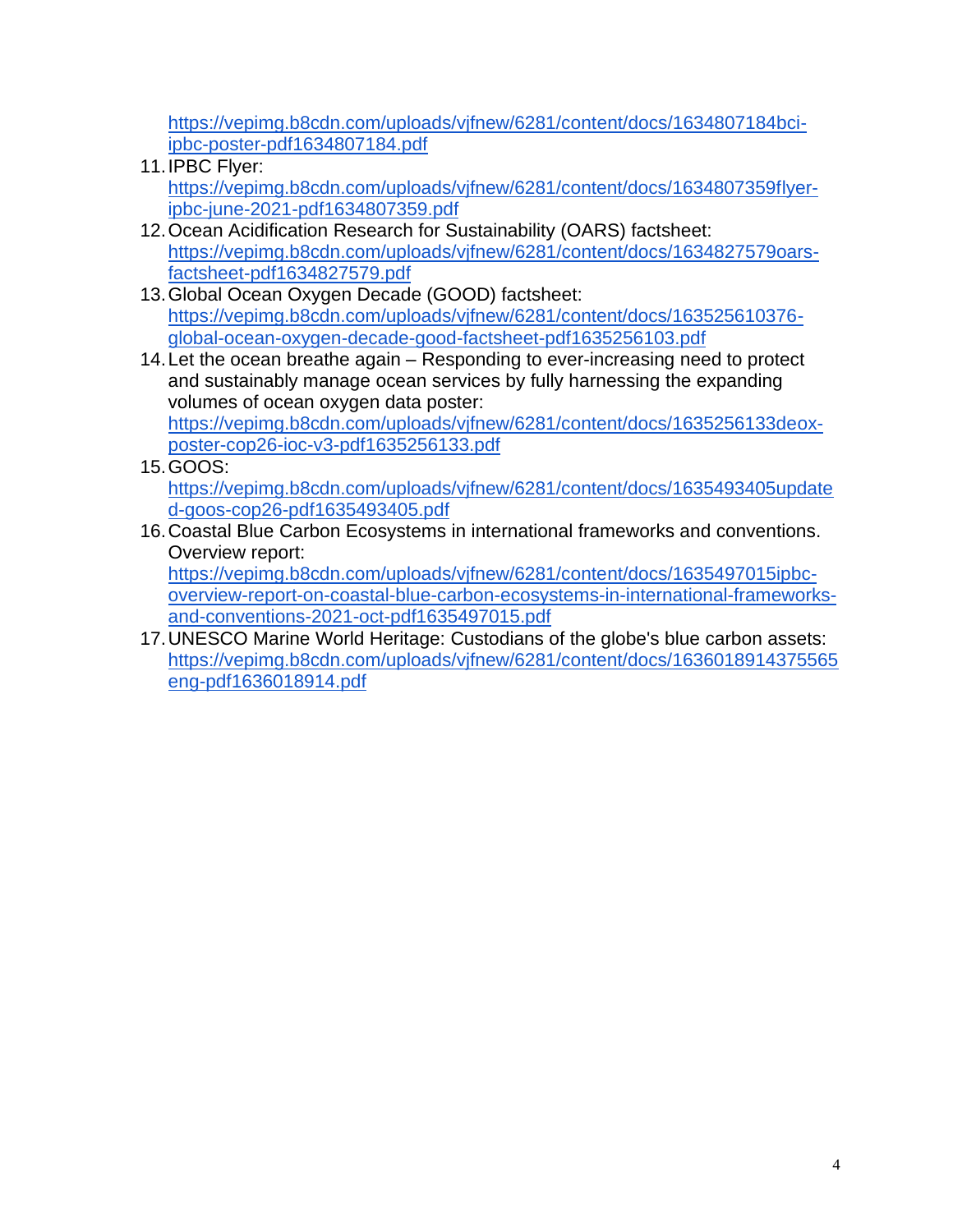https://vepimg.b8cdn.com/uploads/vjfnew/6281/content/docs/1634807184bci-ipbc-poster-pdf1634807184.pdf

11. IPBC Flyer: https://vepimg.b8cdn.com/uploads/vjfnew/6281/content/docs/1634807359flyer-ipbc-june-2021-pdf1634807359.pdf
12. Ocean Acidification Research for Sustainability (OARS) factsheet: https://vepimg.b8cdn.com/uploads/vjfnew/6281/content/docs/1634827579oars-factsheet-pdf1634827579.pdf
13. Global Ocean Oxygen Decade (GOOD) factsheet: https://vepimg.b8cdn.com/uploads/vjfnew/6281/content/docs/163525610376-global-ocean-oxygen-decade-good-factsheet-pdf1635256103.pdf
14. Let the ocean breathe again – Responding to ever-increasing need to protect and sustainably manage ocean services by fully harnessing the expanding volumes of ocean oxygen data poster: https://vepimg.b8cdn.com/uploads/vjfnew/6281/content/docs/1635256133deox-poster-cop26-ioc-v3-pdf1635256133.pdf
15. GOOS: https://vepimg.b8cdn.com/uploads/vjfnew/6281/content/docs/1635493405updated-goos-cop26-pdf1635493405.pdf
16. Coastal Blue Carbon Ecosystems in international frameworks and conventions. Overview report: https://vepimg.b8cdn.com/uploads/vjfnew/6281/content/docs/1635497015ipbc-overview-report-on-coastal-blue-carbon-ecosystems-in-international-frameworks-and-conventions-2021-oct-pdf1635497015.pdf
17. UNESCO Marine World Heritage: Custodians of the globe's blue carbon assets: https://vepimg.b8cdn.com/uploads/vjfnew/6281/content/docs/1636018914375565eng-pdf1636018914.pdf